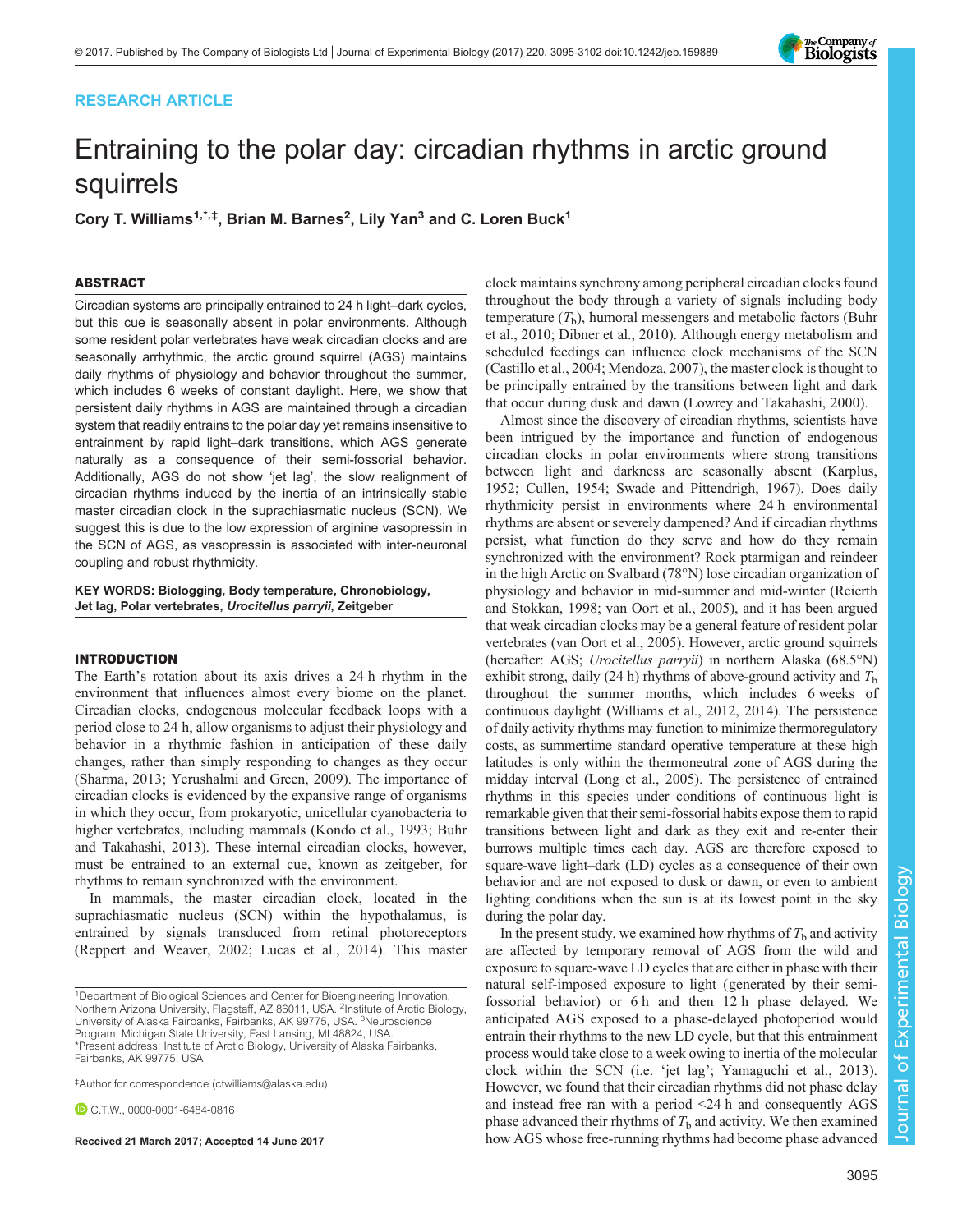RESEARCH ARTICLE

# Entraining to the polar day: circadian rhythms in arctic ground squirrels

**Cory T. Williams[1,*,‡], Brian M. Barnes[2], Lily Yan[3] and C. Loren Buck[1]**

## ABSTRACT

Circadian systems are principally entrained to 24 h light–dark cycles, but this cue is seasonally absent in polar environments. Although some resident polar vertebrates have weak circadian clocks and are seasonally arrhythmic, the arctic ground squirrel (AGS) maintains daily rhythms of physiology and behavior throughout the summer, which includes 6 weeks of constant daylight. Here, we show that persistent daily rhythms in AGS are maintained through a circadian system that readily entrains to the polar day yet remains insensitive to entrainment by rapid light–dark transitions, which AGS generate naturally as a consequence of their semi-fossorial behavior. Additionally, AGS do not show 'jet lag', the slow realignment of circadian rhythms induced by the inertia of an intrinsically stable master circadian clock in the suprachiasmatic nucleus (SCN). We suggest this is due to the low expression of arginine vasopressin in the SCN of AGS, as vasopressin is associated with inter-neuronal coupling and robust rhythmicity.

**KEY WORDS: Biologging, Body temperature, Chronobiology, Jet lag, Polar vertebrates, *Urocitellus parryii*, Zeitgeber**

## INTRODUCTION

The Earth's rotation about its axis drives a 24 h rhythm in the environment that influences almost every biome on the planet. Circadian clocks, endogenous molecular feedback loops with a period close to 24 h, allow organisms to adjust their physiology and behavior in a rhythmic fashion in anticipation of these daily changes, rather than simply responding to changes as they occur (Sharma, 2013; Yerushalmi and Green, 2009). The importance of circadian clocks is evidenced by the expansive range of organisms in which they occur, from prokaryotic, unicellular cyanobacteria to higher vertebrates, including mammals (Kondo et al., 1993; Buhr and Takahashi, 2013). These internal circadian clocks, however, must be entrained to an external cue, known as zeitgeber, for rhythms to remain synchronized with the environment.

In mammals, the master circadian clock, located in the suprachiasmatic nucleus (SCN) within the hypothalamus, is entrained by signals transduced from retinal photoreceptors (Reppert and Weaver, 2002; Lucas et al., 2014). This master clock maintains synchrony among peripheral circadian clocks found throughout the body through a variety of signals including body temperature ($T_b$), humoral messengers and metabolic factors (Buhr et al., 2010; Dibner et al., 2010). Although energy metabolism and scheduled feedings can influence clock mechanisms of the SCN (Castillo et al., 2004; Mendoza, 2007), the master clock is thought to be principally entrained by the transitions between light and dark that occur during dusk and dawn (Lowrey and Takahashi, 2000).

Almost since the discovery of circadian rhythms, scientists have been intrigued by the importance and function of endogenous circadian clocks in polar environments where strong transitions between light and darkness are seasonally absent (Karplus, 1952; Cullen, 1954; Swade and Pittendrigh, 1967). Does daily rhythmicity persist in environments where 24 h environmental rhythms are absent or severely dampened? And if circadian rhythms persist, what function do they serve and how do they remain synchronized with the environment? Rock ptarmigan and reindeer in the high Arctic on Svalbard (78°N) lose circadian organization of physiology and behavior in mid-summer and mid-winter (Reierth and Stokkan, 1998; van Oort et al., 2005), and it has been argued that weak circadian clocks may be a general feature of resident polar vertebrates (van Oort et al., 2005). However, arctic ground squirrels (hereafter: AGS; *Urocitellus parryii*) in northern Alaska (68.5°N) exhibit strong, daily (24 h) rhythms of above-ground activity and $T_b$ throughout the summer months, which includes 6 weeks of continuous daylight (Williams et al., 2012, 2014). The persistence of daily activity rhythms may function to minimize thermoregulatory costs, as summertime standard operative temperature at these high latitudes is only within the thermoneutral zone of AGS during the midday interval (Long et al., 2005). The persistence of entrained rhythms in this species under conditions of continuous light is remarkable given that their semi-fossorial habits expose them to rapid transitions between light and dark as they exit and re-enter their burrows multiple times each day. AGS are therefore exposed to square-wave light–dark (LD) cycles as a consequence of their own behavior and are not exposed to dusk or dawn, or even to ambient lighting conditions when the sun is at its lowest point in the sky during the polar day.

In the present study, we examined how rhythms of $T_b$ and activity are affected by temporary removal of AGS from the wild and exposure to square-wave LD cycles that are either in phase with their natural self-imposed exposure to light (generated by their semi-fossorial behavior) or 6 h and then 12 h phase delayed. We anticipated AGS exposed to a phase-delayed photoperiod would entrain their rhythms to the new LD cycle, but that this entrainment process would take close to a week owing to inertia of the molecular clock within the SCN (i.e. 'jet lag'; Yamaguchi et al., 2013). However, we found that their circadian rhythms did not phase delay and instead free ran with a period <24 h and consequently AGS phase advanced their rhythms of $T_b$ and activity. We then examined how AGS whose free-running rhythms had become phase advanced

[1]Department of Biological Sciences and Center for Bioengineering Innovation, Northern Arizona University, Flagstaff, AZ 86011, USA. [2]Institute of Arctic Biology, University of Alaska Fairbanks, Fairbanks, AK 99775, USA. [3]Neuroscience Program, Michigan State University, East Lansing, MI 48824, USA.
*Present address: Institute of Arctic Biology, University of Alaska Fairbanks, Fairbanks, AK 99775, USA

‡Author for correspondence (ctwilliams@alaska.edu)

C.T.W., 0000-0001-6484-0816

**Received 21 March 2017; Accepted 14 June 2017**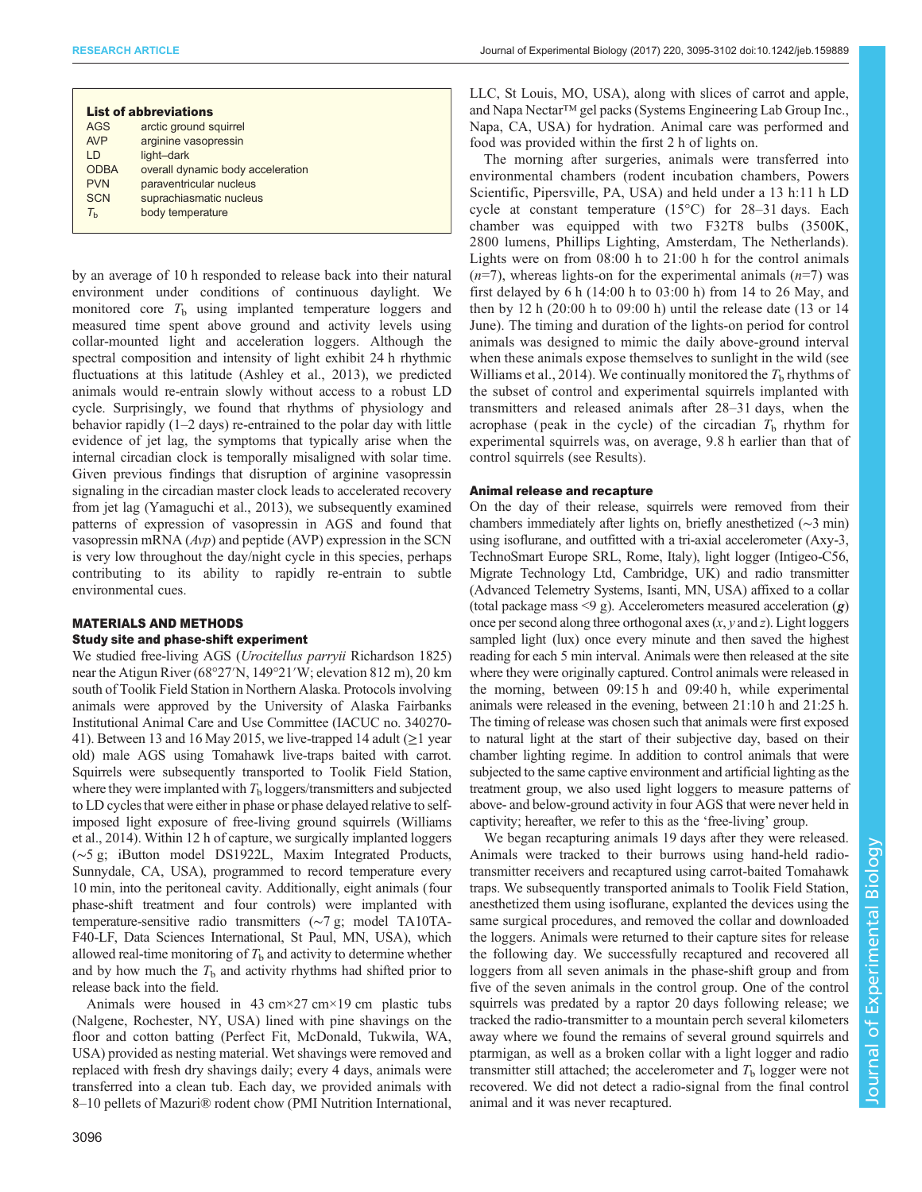**List of abbreviations**

| | |
|---|---|
| AGS | arctic ground squirrel |
| AVP | arginine vasopressin |
| LD | light–dark |
| ODBA | overall dynamic body acceleration |
| PVN | paraventricular nucleus |
| SCN | suprachiasmatic nucleus |
| $T_b$ | body temperature |

by an average of 10 h responded to release back into their natural environment under conditions of continuous daylight. We monitored core $T_b$ using implanted temperature loggers and measured time spent above ground and activity levels using collar-mounted light and acceleration loggers. Although the spectral composition and intensity of light exhibit 24 h rhythmic fluctuations at this latitude (Ashley et al., 2013), we predicted animals would re-entrain slowly without access to a robust LD cycle. Surprisingly, we found that rhythms of physiology and behavior rapidly (1–2 days) re-entrained to the polar day with little evidence of jet lag, the symptoms that typically arise when the internal circadian clock is temporally misaligned with solar time. Given previous findings that disruption of arginine vasopressin signaling in the circadian master clock leads to accelerated recovery from jet lag (Yamaguchi et al., 2013), we subsequently examined patterns of expression of vasopressin in AGS and found that vasopressin mRNA (*Avp*) and peptide (AVP) expression in the SCN is very low throughout the day/night cycle in this species, perhaps contributing to its ability to rapidly re-entrain to subtle environmental cues.

## MATERIALS AND METHODS

### Study site and phase-shift experiment

We studied free-living AGS (*Urocitellus parryii* Richardson 1825) near the Atigun River (68°27′N, 149°21′W; elevation 812 m), 20 km south of Toolik Field Station in Northern Alaska. Protocols involving animals were approved by the University of Alaska Fairbanks Institutional Animal Care and Use Committee (IACUC no. 340270-41). Between 13 and 16 May 2015, we live-trapped 14 adult (≥1 year old) male AGS using Tomahawk live-traps baited with carrot. Squirrels were subsequently transported to Toolik Field Station, where they were implanted with $T_b$ loggers/transmitters and subjected to LD cycles that were either in phase or phase delayed relative to self-imposed light exposure of free-living ground squirrels (Williams et al., 2014). Within 12 h of capture, we surgically implanted loggers (∼5 g; iButton model DS1922L, Maxim Integrated Products, Sunnydale, CA, USA), programmed to record temperature every 10 min, into the peritoneal cavity. Additionally, eight animals (four phase-shift treatment and four controls) were implanted with temperature-sensitive radio transmitters (∼7 g; model TA10TA-F40-LF, Data Sciences International, St Paul, MN, USA), which allowed real-time monitoring of $T_b$ and activity to determine whether and by how much the $T_b$ and activity rhythms had shifted prior to release back into the field.

Animals were housed in 43 cm×27 cm×19 cm plastic tubs (Nalgene, Rochester, NY, USA) lined with pine shavings on the floor and cotton batting (Perfect Fit, McDonald, Tukwila, WA, USA) provided as nesting material. Wet shavings were removed and replaced with fresh dry shavings daily; every 4 days, animals were transferred into a clean tub. Each day, we provided animals with 8–10 pellets of Mazuri® rodent chow (PMI Nutrition International, LLC, St Louis, MO, USA), along with slices of carrot and apple, and Napa Nectar™ gel packs (Systems Engineering Lab Group Inc., Napa, CA, USA) for hydration. Animal care was performed and food was provided within the first 2 h of lights on.

The morning after surgeries, animals were transferred into environmental chambers (rodent incubation chambers, Powers Scientific, Pipersville, PA, USA) and held under a 13 h:11 h LD cycle at constant temperature (15°C) for 28–31 days. Each chamber was equipped with two F32T8 bulbs (3500K, 2800 lumens, Phillips Lighting, Amsterdam, The Netherlands). Lights were on from 08:00 h to 21:00 h for the control animals ($n$=7), whereas lights-on for the experimental animals ($n$=7) was first delayed by 6 h (14:00 h to 03:00 h) from 14 to 26 May, and then by 12 h (20:00 h to 09:00 h) until the release date (13 or 14 June). The timing and duration of the lights-on period for control animals was designed to mimic the daily above-ground interval when these animals expose themselves to sunlight in the wild (see Williams et al., 2014). We continually monitored the $T_b$ rhythms of the subset of control and experimental squirrels implanted with transmitters and released animals after 28–31 days, when the acrophase (peak in the cycle) of the circadian $T_b$ rhythm for experimental squirrels was, on average, 9.8 h earlier than that of control squirrels (see Results).

### Animal release and recapture

On the day of their release, squirrels were removed from their chambers immediately after lights on, briefly anesthetized (∼3 min) using isoflurane, and outfitted with a tri-axial accelerometer (Axy-3, TechnoSmart Europe SRL, Rome, Italy), light logger (Intigeo-C56, Migrate Technology Ltd, Cambridge, UK) and radio transmitter (Advanced Telemetry Systems, Isanti, MN, USA) affixed to a collar (total package mass <9 g). Accelerometers measured acceleration (***g***) once per second along three orthogonal axes ($x$, $y$ and $z$). Light loggers sampled light (lux) once every minute and then saved the highest reading for each 5 min interval. Animals were then released at the site where they were originally captured. Control animals were released in the morning, between 09:15 h and 09:40 h, while experimental animals were released in the evening, between 21:10 h and 21:25 h. The timing of release was chosen such that animals were first exposed to natural light at the start of their subjective day, based on their chamber lighting regime. In addition to control animals that were subjected to the same captive environment and artificial lighting as the treatment group, we also used light loggers to measure patterns of above- and below-ground activity in four AGS that were never held in captivity; hereafter, we refer to this as the 'free-living' group.

We began recapturing animals 19 days after they were released. Animals were tracked to their burrows using hand-held radio-transmitter receivers and recaptured using carrot-baited Tomahawk traps. We subsequently transported animals to Toolik Field Station, anesthetized them using isoflurane, explanted the devices using the same surgical procedures, and removed the collar and downloaded the loggers. Animals were returned to their capture sites for release the following day. We successfully recaptured and recovered all loggers from all seven animals in the phase-shift group and from five of the seven animals in the control group. One of the control squirrels was predated by a raptor 20 days following release; we tracked the radio-transmitter to a mountain perch several kilometers away where we found the remains of several ground squirrels and ptarmigan, as well as a broken collar with a light logger and radio transmitter still attached; the accelerometer and $T_b$ logger were not recovered. We did not detect a radio-signal from the final control animal and it was never recaptured.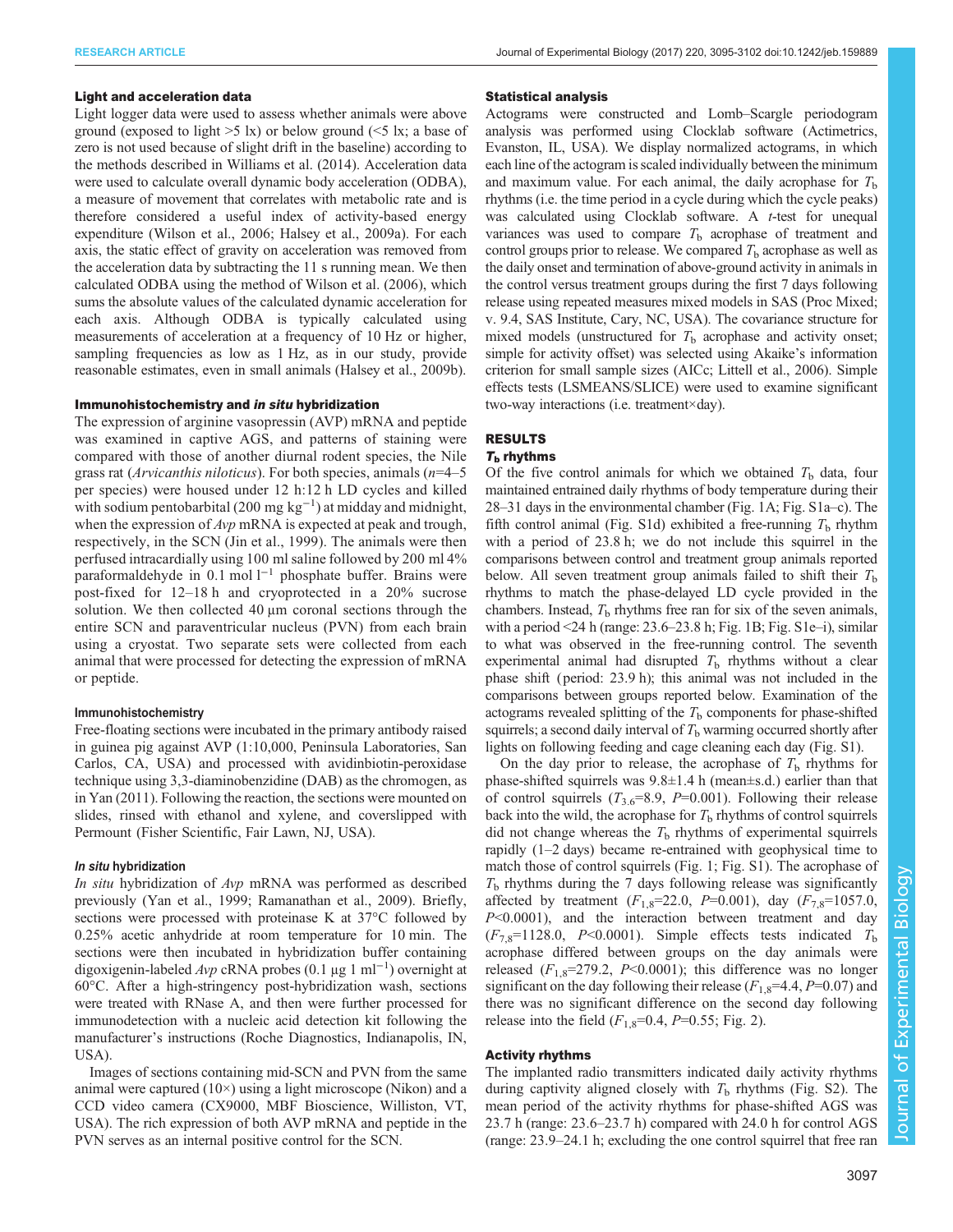### Light and acceleration data

Light logger data were used to assess whether animals were above ground (exposed to light >5 lx) or below ground (<5 lx; a base of zero is not used because of slight drift in the baseline) according to the methods described in Williams et al. (2014). Acceleration data were used to calculate overall dynamic body acceleration (ODBA), a measure of movement that correlates with metabolic rate and is therefore considered a useful index of activity-based energy expenditure (Wilson et al., 2006; Halsey et al., 2009a). For each axis, the static effect of gravity on acceleration was removed from the acceleration data by subtracting the 11 s running mean. We then calculated ODBA using the method of Wilson et al. (2006), which sums the absolute values of the calculated dynamic acceleration for each axis. Although ODBA is typically calculated using measurements of acceleration at a frequency of 10 Hz or higher, sampling frequencies as low as 1 Hz, as in our study, provide reasonable estimates, even in small animals (Halsey et al., 2009b).

### Immunohistochemistry and *in situ* hybridization

The expression of arginine vasopressin (AVP) mRNA and peptide was examined in captive AGS, and patterns of staining were compared with those of another diurnal rodent species, the Nile grass rat (*Arvicanthis niloticus*). For both species, animals ($n$=4–5 per species) were housed under 12 h:12 h LD cycles and killed with sodium pentobarbital (200 mg kg$^{-1}$) at midday and midnight, when the expression of *Avp* mRNA is expected at peak and trough, respectively, in the SCN (Jin et al., 1999). The animals were then perfused intracardially using 100 ml saline followed by 200 ml 4% paraformaldehyde in 0.1 mol l$^{-1}$ phosphate buffer. Brains were post-fixed for 12–18 h and cryoprotected in a 20% sucrose solution. We then collected 40 µm coronal sections through the entire SCN and paraventricular nucleus (PVN) from each brain using a cryostat. Two separate sets were collected from each animal that were processed for detecting the expression of mRNA or peptide.

#### Immunohistochemistry

Free-floating sections were incubated in the primary antibody raised in guinea pig against AVP (1:10,000, Peninsula Laboratories, San Carlos, CA, USA) and processed with avidinbiotin-peroxidase technique using 3,3-diaminobenzidine (DAB) as the chromogen, as in Yan (2011). Following the reaction, the sections were mounted on slides, rinsed with ethanol and xylene, and coverslipped with Permount (Fisher Scientific, Fair Lawn, NJ, USA).

#### *In situ* hybridization

*In situ* hybridization of *Avp* mRNA was performed as described previously (Yan et al., 1999; Ramanathan et al., 2009). Briefly, sections were processed with proteinase K at 37°C followed by 0.25% acetic anhydride at room temperature for 10 min. The sections were then incubated in hybridization buffer containing digoxigenin-labeled *Avp* cRNA probes (0.1 µg 1 ml$^{-1}$) overnight at 60°C. After a high-stringency post-hybridization wash, sections were treated with RNase A, and then were further processed for immunodetection with a nucleic acid detection kit following the manufacturer's instructions (Roche Diagnostics, Indianapolis, IN, USA).

Images of sections containing mid-SCN and PVN from the same animal were captured (10×) using a light microscope (Nikon) and a CCD video camera (CX9000, MBF Bioscience, Williston, VT, USA). The rich expression of both AVP mRNA and peptide in the PVN serves as an internal positive control for the SCN.

### Statistical analysis

Actograms were constructed and Lomb–Scargle periodogram analysis was performed using Clocklab software (Actimetrics, Evanston, IL, USA). We display normalized actograms, in which each line of the actogram is scaled individually between the minimum and maximum value. For each animal, the daily acrophase for $T_b$ rhythms (i.e. the time period in a cycle during which the cycle peaks) was calculated using Clocklab software. A $t$-test for unequal variances was used to compare $T_b$ acrophase of treatment and control groups prior to release. We compared $T_b$ acrophase as well as the daily onset and termination of above-ground activity in animals in the control versus treatment groups during the first 7 days following release using repeated measures mixed models in SAS (Proc Mixed; v. 9.4, SAS Institute, Cary, NC, USA). The covariance structure for mixed models (unstructured for $T_b$ acrophase and activity onset; simple for activity offset) was selected using Akaike's information criterion for small sample sizes (AICc; Littell et al., 2006). Simple effects tests (LSMEANS/SLICE) were used to examine significant two-way interactions (i.e. treatment×day).

## RESULTS

### $T_b$ rhythms

Of the five control animals for which we obtained $T_b$ data, four maintained entrained daily rhythms of body temperature during their 28–31 days in the environmental chamber (Fig. 1A; Fig. S1a–c). The fifth control animal (Fig. S1d) exhibited a free-running $T_b$ rhythm with a period of 23.8 h; we do not include this squirrel in the comparisons between control and treatment group animals reported below. All seven treatment group animals failed to shift their $T_b$ rhythms to match the phase-delayed LD cycle provided in the chambers. Instead, $T_b$ rhythms free ran for six of the seven animals, with a period <24 h (range: 23.6–23.8 h; Fig. 1B; Fig. S1e–i), similar to what was observed in the free-running control. The seventh experimental animal had disrupted $T_b$ rhythms without a clear phase shift (period: 23.9 h); this animal was not included in the comparisons between groups reported below. Examination of the actograms revealed splitting of the $T_b$ components for phase-shifted squirrels; a second daily interval of $T_b$ warming occurred shortly after lights on following feeding and cage cleaning each day (Fig. S1).

On the day prior to release, the acrophase of $T_b$ rhythms for phase-shifted squirrels was 9.8±1.4 h (mean±s.d.) earlier than that of control squirrels ($T_{3.6}$=8.9, $P$=0.001). Following their release back into the wild, the acrophase for $T_b$ rhythms of control squirrels did not change whereas the $T_b$ rhythms of experimental squirrels rapidly (1–2 days) became re-entrained with geophysical time to match those of control squirrels (Fig. 1; Fig. S1). The acrophase of $T_b$ rhythms during the 7 days following release was significantly affected by treatment ($F_{1,8}$=22.0, $P$=0.001), day ($F_{7,8}$=1057.0, $P$<0.0001), and the interaction between treatment and day ($F_{7,8}$=1128.0, $P$<0.0001). Simple effects tests indicated $T_b$ acrophase differed between groups on the day animals were released ($F_{1,8}$=279.2, $P$<0.0001); this difference was no longer significant on the day following their release ($F_{1,8}$=4.4, $P$=0.07) and there was no significant difference on the second day following release into the field ($F_{1,8}$=0.4, $P$=0.55; Fig. 2).

### Activity rhythms

The implanted radio transmitters indicated daily activity rhythms during captivity aligned closely with $T_b$ rhythms (Fig. S2). The mean period of the activity rhythms for phase-shifted AGS was 23.7 h (range: 23.6–23.7 h) compared with 24.0 h for control AGS (range: 23.9–24.1 h; excluding the one control squirrel that free ran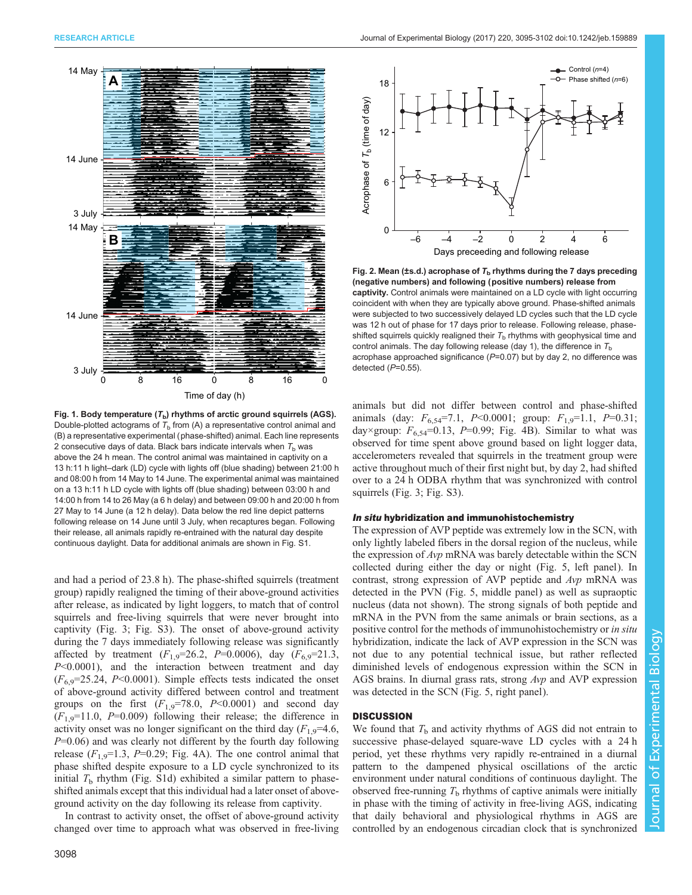Fig. 1. Body temperature ($T_b$) rhythms of arctic ground squirrels (AGS). Double-plotted actograms of $T_b$ from (A) a representative control animal and (B) a representative experimental (phase-shifted) animal. Each line represents 2 consecutive days of data. Black bars indicate intervals when $T_b$ was above the 24 h mean. The control animal was maintained in captivity on a 13 h:11 h light–dark (LD) cycle with lights off (blue shading) between 21:00 h and 08:00 h from 14 May to 14 June. The experimental animal was maintained on a 13 h:11 h LD cycle with lights off (blue shading) between 03:00 h and 14:00 h from 14 to 26 May (a 6 h delay) and between 09:00 h and 20:00 h from 27 May to 14 June (a 12 h delay). Data below the red line depict patterns following release on 14 June until 3 July, when recaptures began. Following their release, all animals rapidly re-entrained with the natural day despite continuous daylight. Data for additional animals are shown in Fig. S1.

Fig. 2. Mean (±s.d.) acrophase of $T_b$ rhythms during the 7 days preceding (negative numbers) and following (positive numbers) release from captivity. Control animals were maintained on a LD cycle with light occurring coincident with when they are typically above ground. Phase-shifted animals were subjected to two successively delayed LD cycles such that the LD cycle was 12 h out of phase for 17 days prior to release. Following release, phase-shifted squirrels quickly realigned their $T_b$ rhythms with geophysical time and control animals. The day following release (day 1), the difference in $T_b$ acrophase approached significance ($P$=0.07) but by day 2, no difference was detected ($P$=0.55).

and had a period of 23.8 h). The phase-shifted squirrels (treatment group) rapidly realigned the timing of their above-ground activities after release, as indicated by light loggers, to match that of control squirrels and free-living squirrels that were never brought into captivity (Fig. 3; Fig. S3). The onset of above-ground activity during the 7 days immediately following release was significantly affected by treatment ($F_{1,9}$=26.2, $P$=0.0006), day ($F_{6,9}$=21.3, $P$<0.0001), and the interaction between treatment and day ($F_{6,9}$=25.24, $P$<0.0001). Simple effects tests indicated the onset of above-ground activity differed between control and treatment groups on the first ($F_{1,9}$=78.0, $P$<0.0001) and second day ($F_{1,9}$=11.0, $P$=0.009) following their release; the difference in activity onset was no longer significant on the third day ($F_{1,9}$=4.6, $P$=0.06) and was clearly not different by the fourth day following release ($F_{1,9}$=1.3, $P$=0.29; Fig. 4A). The one control animal that phase shifted despite exposure to a LD cycle synchronized to its initial $T_b$ rhythm (Fig. S1d) exhibited a similar pattern to phase-shifted animals except that this individual had a later onset of above-ground activity on the day following its release from captivity.

In contrast to activity onset, the offset of above-ground activity changed over time to approach what was observed in free-living animals but did not differ between control and phase-shifted animals (day: $F_{6,54}$=7.1, $P$<0.0001; group: $F_{1,9}$=1.1, $P$=0.31; day×group: $F_{6,54}$=0.13, $P$=0.99; Fig. 4B). Similar to what was observed for time spent above ground based on light logger data, accelerometers revealed that squirrels in the treatment group were active throughout much of their first night but, by day 2, had shifted over to a 24 h ODBA rhythm that was synchronized with control squirrels (Fig. 3; Fig. S3).

### *In situ* hybridization and immunohistochemistry

The expression of AVP peptide was extremely low in the SCN, with only lightly labeled fibers in the dorsal region of the nucleus, while the expression of *Avp* mRNA was barely detectable within the SCN collected during either the day or night (Fig. 5, left panel). In contrast, strong expression of AVP peptide and *Avp* mRNA was detected in the PVN (Fig. 5, middle panel) as well as supraoptic nucleus (data not shown). The strong signals of both peptide and mRNA in the PVN from the same animals or brain sections, as a positive control for the methods of immunohistochemistry or *in situ* hybridization, indicate the lack of AVP expression in the SCN was not due to any potential technical issue, but rather reflected diminished levels of endogenous expression within the SCN in AGS brains. In diurnal grass rats, strong *Avp* and AVP expression was detected in the SCN (Fig. 5, right panel).

## DISCUSSION

We found that $T_b$ and activity rhythms of AGS did not entrain to successive phase-delayed square-wave LD cycles with a 24 h period, yet these rhythms very rapidly re-entrained in a diurnal pattern to the dampened physical oscillations of the arctic environment under natural conditions of continuous daylight. The observed free-running $T_b$ rhythms of captive animals were initially in phase with the timing of activity in free-living AGS, indicating that daily behavioral and physiological rhythms in AGS are controlled by an endogenous circadian clock that is synchronized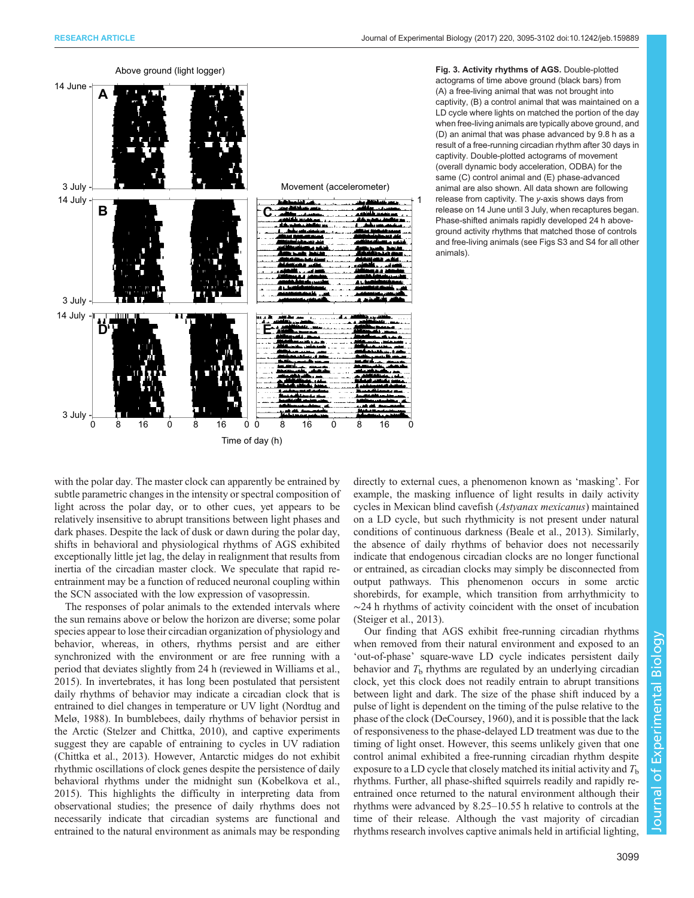Fig. 3. Activity rhythms of AGS. Double-plotted actograms of time above ground (black bars) from (A) a free-living animal that was not brought into captivity, (B) a control animal that was maintained on a LD cycle where lights on matched the portion of the day when free-living animals are typically above ground, and (D) an animal that was phase advanced by 9.8 h as a result of a free-running circadian rhythm after 30 days in captivity. Double-plotted actograms of movement (overall dynamic body acceleration, ODBA) for the same (C) control animal and (E) phase-advanced animal are also shown. All data shown are following release from captivity. The *y*-axis shows days from release on 14 June until 3 July, when recaptures began. Phase-shifted animals rapidly developed 24 h above-ground activity rhythms that matched those of controls and free-living animals (see Figs S3 and S4 for all other animals).

with the polar day. The master clock can apparently be entrained by subtle parametric changes in the intensity or spectral composition of light across the polar day, or to other cues, yet appears to be relatively insensitive to abrupt transitions between light phases and dark phases. Despite the lack of dusk or dawn during the polar day, shifts in behavioral and physiological rhythms of AGS exhibited exceptionally little jet lag, the delay in realignment that results from inertia of the circadian master clock. We speculate that rapid re-entrainment may be a function of reduced neuronal coupling within the SCN associated with the low expression of vasopressin.

The responses of polar animals to the extended intervals where the sun remains above or below the horizon are diverse; some polar species appear to lose their circadian organization of physiology and behavior, whereas, in others, rhythms persist and are either synchronized with the environment or are free running with a period that deviates slightly from 24 h (reviewed in Williams et al., 2015). In invertebrates, it has long been postulated that persistent daily rhythms of behavior may indicate a circadian clock that is entrained to diel changes in temperature or UV light (Nordtug and Melø, 1988). In bumblebees, daily rhythms of behavior persist in the Arctic (Stelzer and Chittka, 2010), and captive experiments suggest they are capable of entraining to cycles in UV radiation (Chittka et al., 2013). However, Antarctic midges do not exhibit rhythmic oscillations of clock genes despite the persistence of daily behavioral rhythms under the midnight sun (Kobelkova et al., 2015). This highlights the difficulty in interpreting data from observational studies; the presence of daily rhythms does not necessarily indicate that circadian systems are functional and entrained to the natural environment as animals may be responding directly to external cues, a phenomenon known as 'masking'. For example, the masking influence of light results in daily activity cycles in Mexican blind cavefish (*Astyanax mexicanus*) maintained on a LD cycle, but such rhythmicity is not present under natural conditions of continuous darkness (Beale et al., 2013). Similarly, the absence of daily rhythms of behavior does not necessarily indicate that endogenous circadian clocks are no longer functional or entrained, as circadian clocks may simply be disconnected from output pathways. This phenomenon occurs in some arctic shorebirds, for example, which transition from arrhythmicity to ∼24 h rhythms of activity coincident with the onset of incubation (Steiger et al., 2013).

Our finding that AGS exhibit free-running circadian rhythms when removed from their natural environment and exposed to an 'out-of-phase' square-wave LD cycle indicates persistent daily behavior and $T_b$ rhythms are regulated by an underlying circadian clock, yet this clock does not readily entrain to abrupt transitions between light and dark. The size of the phase shift induced by a pulse of light is dependent on the timing of the pulse relative to the phase of the clock (DeCoursey, 1960), and it is possible that the lack of responsiveness to the phase-delayed LD treatment was due to the timing of light onset. However, this seems unlikely given that one control animal exhibited a free-running circadian rhythm despite exposure to a LD cycle that closely matched its initial activity and $T_b$ rhythms. Further, all phase-shifted squirrels readily and rapidly re-entrained once returned to the natural environment although their rhythms were advanced by 8.25–10.55 h relative to controls at the time of their release. Although the vast majority of circadian rhythms research involves captive animals held in artificial lighting,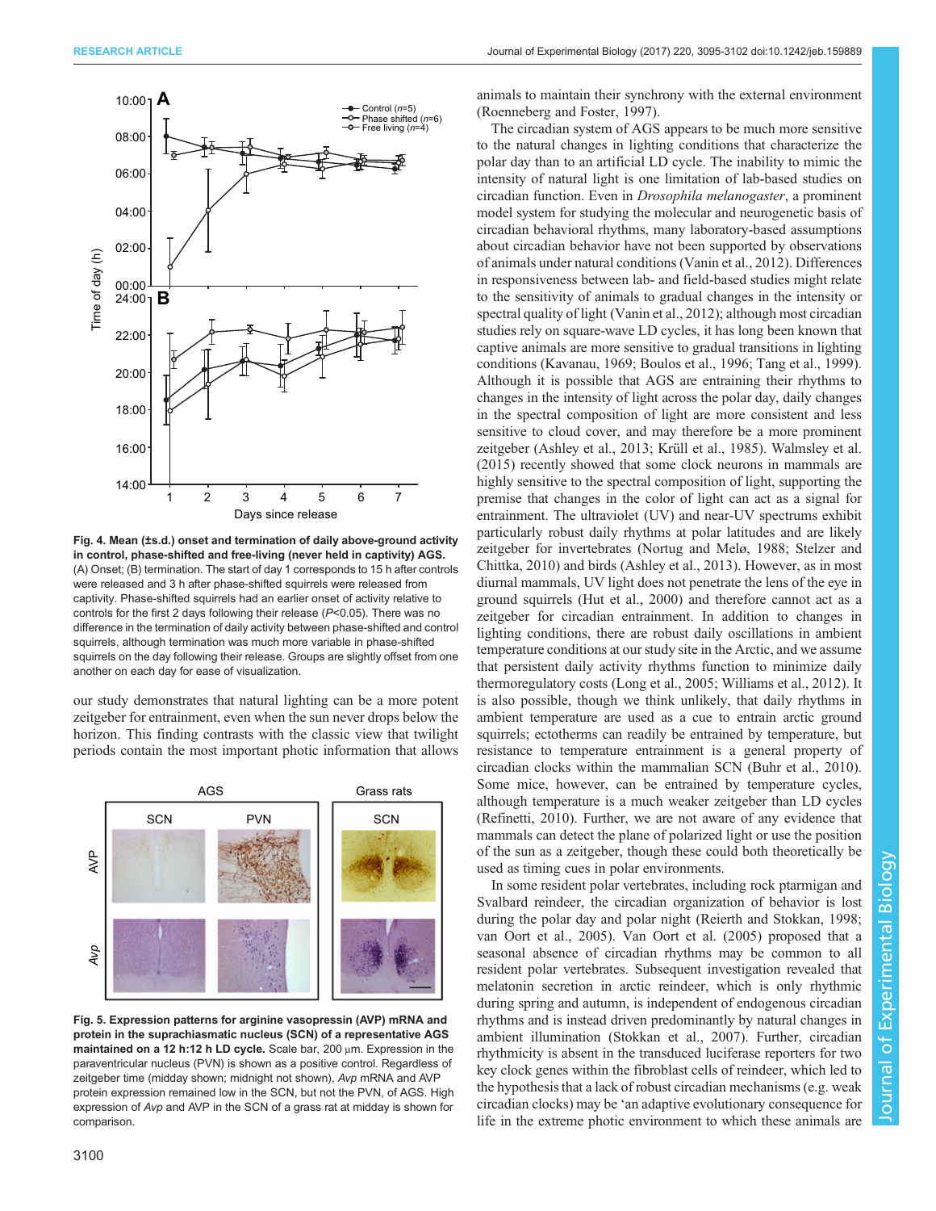**Fig. 4. Mean (±s.d.) onset and termination of daily above-ground activity in control, phase-shifted and free-living (never held in captivity) AGS.** (A) Onset; (B) termination. The start of day 1 corresponds to 15 h after controls were released and 3 h after phase-shifted squirrels were released from captivity. Phase-shifted squirrels had an earlier onset of activity relative to controls for the first 2 days following their release ($P$<0.05). There was no difference in the termination of daily activity between phase-shifted and control squirrels, although termination was much more variable in phase-shifted squirrels on the day following their release. Groups are slightly offset from one another on each day for ease of visualization.

our study demonstrates that natural lighting can be a more potent zeitgeber for entrainment, even when the sun never drops below the horizon. This finding contrasts with the classic view that twilight periods contain the most important photic information that allows animals to maintain their synchrony with the external environment (Roenneberg and Foster, 1997).

**Fig. 5. Expression patterns for arginine vasopressin (AVP) mRNA and protein in the suprachiasmatic nucleus (SCN) of a representative AGS maintained on a 12 h:12 h LD cycle.** Scale bar, 200 µm. Expression in the paraventricular nucleus (PVN) is shown as a positive control. Regardless of zeitgeber time (midday shown; midnight not shown), *Avp* mRNA and AVP protein expression remained low in the SCN, but not the PVN, of AGS. High expression of *Avp* and AVP in the SCN of a grass rat at midday is shown for comparison.

The circadian system of AGS appears to be much more sensitive to the natural changes in lighting conditions that characterize the polar day than to an artificial LD cycle. The inability to mimic the intensity of natural light is one limitation of lab-based studies on circadian function. Even in *Drosophila melanogaster*, a prominent model system for studying the molecular and neurogenetic basis of circadian behavioral rhythms, many laboratory-based assumptions about circadian behavior have not been supported by observations of animals under natural conditions (Vanin et al., 2012). Differences in responsiveness between lab- and field-based studies might relate to the sensitivity of animals to gradual changes in the intensity or spectral quality of light (Vanin et al., 2012); although most circadian studies rely on square-wave LD cycles, it has long been known that captive animals are more sensitive to gradual transitions in lighting conditions (Kavanau, 1969; Boulos et al., 1996; Tang et al., 1999). Although it is possible that AGS are entraining their rhythms to changes in the intensity of light across the polar day, daily changes in the spectral composition of light are more consistent and less sensitive to cloud cover, and may therefore be a more prominent zeitgeber (Ashley et al., 2013; Krüll et al., 1985). Walmsley et al. (2015) recently showed that some clock neurons in mammals are highly sensitive to the spectral composition of light, supporting the premise that changes in the color of light can act as a signal for entrainment. The ultraviolet (UV) and near-UV spectrums exhibit particularly robust daily rhythms at polar latitudes and are likely zeitgeber for invertebrates (Nortug and Melø, 1988; Stelzer and Chittka, 2010) and birds (Ashley et al., 2013). However, as in most diurnal mammals, UV light does not penetrate the lens of the eye in ground squirrels (Hut et al., 2000) and therefore cannot act as a zeitgeber for circadian entrainment. In addition to changes in lighting conditions, there are robust daily oscillations in ambient temperature conditions at our study site in the Arctic, and we assume that persistent daily activity rhythms function to minimize daily thermoregulatory costs (Long et al., 2005; Williams et al., 2012). It is also possible, though we think unlikely, that daily rhythms in ambient temperature are used as a cue to entrain arctic ground squirrels; ectotherms can readily be entrained by temperature, but resistance to temperature entrainment is a general property of circadian clocks within the mammalian SCN (Buhr et al., 2010). Some mice, however, can be entrained by temperature cycles, although temperature is a much weaker zeitgeber than LD cycles (Refinetti, 2010). Further, we are not aware of any evidence that mammals can detect the plane of polarized light or use the position of the sun as a zeitgeber, though these could both theoretically be used as timing cues in polar environments.

In some resident polar vertebrates, including rock ptarmigan and Svalbard reindeer, the circadian organization of behavior is lost during the polar day and polar night (Reierth and Stokkan, 1998; van Oort et al., 2005). Van Oort et al. (2005) proposed that a seasonal absence of circadian rhythms may be common to all resident polar vertebrates. Subsequent investigation revealed that melatonin secretion in arctic reindeer, which is only rhythmic during spring and autumn, is independent of endogenous circadian rhythms and is instead driven predominantly by natural changes in ambient illumination (Stokkan et al., 2007). Further, circadian rhythmicity is absent in the transduced luciferase reporters for two key clock genes within the fibroblast cells of reindeer, which led to the hypothesis that a lack of robust circadian mechanisms (e.g. weak circadian clocks) may be 'an adaptive evolutionary consequence for life in the extreme photic environment to which these animals are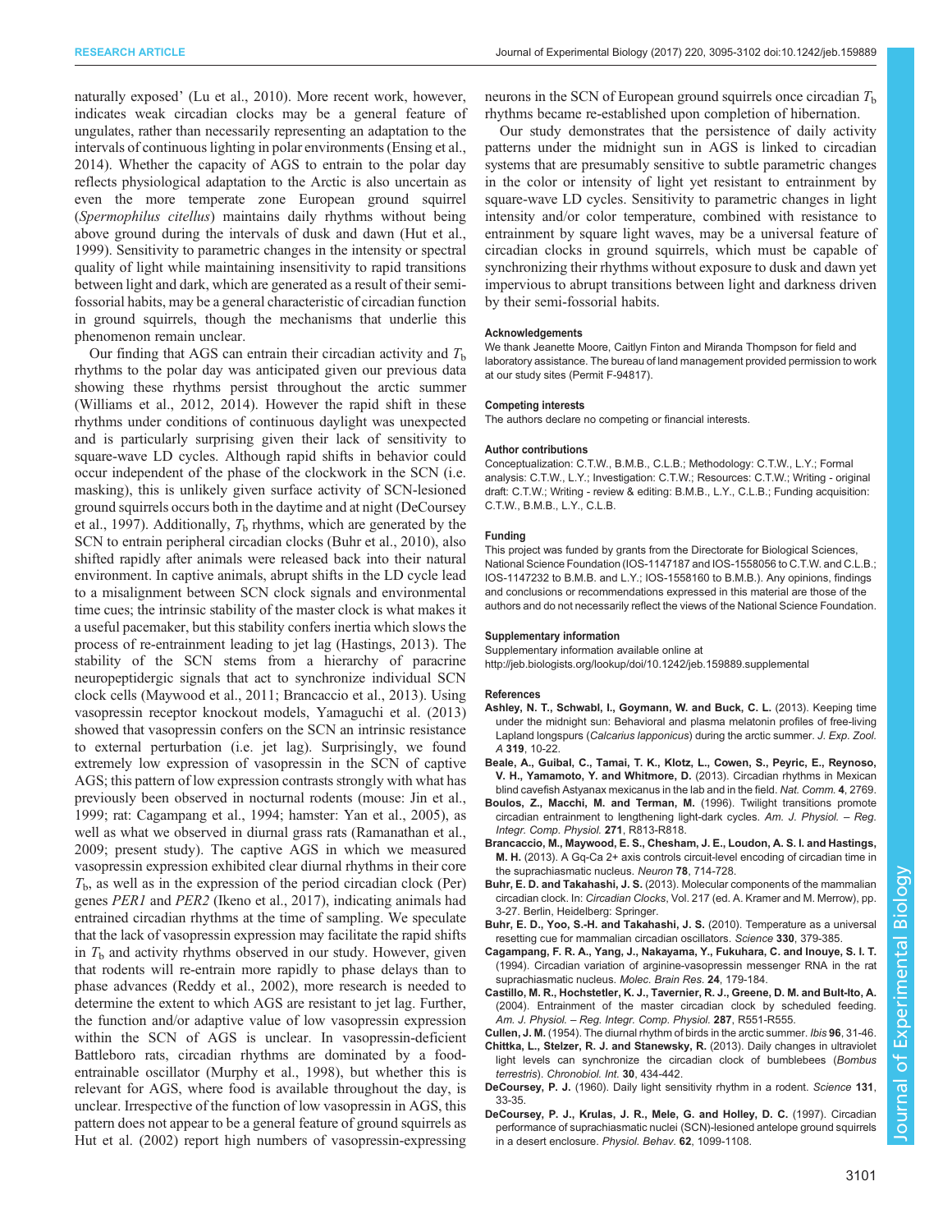naturally exposed' (Lu et al., 2010). More recent work, however, indicates weak circadian clocks may be a general feature of ungulates, rather than necessarily representing an adaptation to the intervals of continuous lighting in polar environments (Ensing et al., 2014). Whether the capacity of AGS to entrain to the polar day reflects physiological adaptation to the Arctic is also uncertain as even the more temperate zone European ground squirrel (*Spermophilus citellus*) maintains daily rhythms without being above ground during the intervals of dusk and dawn (Hut et al., 1999). Sensitivity to parametric changes in the intensity or spectral quality of light while maintaining insensitivity to rapid transitions between light and dark, which are generated as a result of their semi-fossorial habits, may be a general characteristic of circadian function in ground squirrels, though the mechanisms that underlie this phenomenon remain unclear.

Our finding that AGS can entrain their circadian activity and $T_b$ rhythms to the polar day was anticipated given our previous data showing these rhythms persist throughout the arctic summer (Williams et al., 2012, 2014). However the rapid shift in these rhythms under conditions of continuous daylight was unexpected and is particularly surprising given their lack of sensitivity to square-wave LD cycles. Although rapid shifts in behavior could occur independent of the phase of the clockwork in the SCN (i.e. masking), this is unlikely given surface activity of SCN-lesioned ground squirrels occurs both in the daytime and at night (DeCoursey et al., 1997). Additionally, $T_b$ rhythms, which are generated by the SCN to entrain peripheral circadian clocks (Buhr et al., 2010), also shifted rapidly after animals were released back into their natural environment. In captive animals, abrupt shifts in the LD cycle lead to a misalignment between SCN clock signals and environmental time cues; the intrinsic stability of the master clock is what makes it a useful pacemaker, but this stability confers inertia which slows the process of re-entrainment leading to jet lag (Hastings, 2013). The stability of the SCN stems from a hierarchy of paracrine neuropeptidergic signals that act to synchronize individual SCN clock cells (Maywood et al., 2011; Brancaccio et al., 2013). Using vasopressin receptor knockout models, Yamaguchi et al. (2013) showed that vasopressin confers on the SCN an intrinsic resistance to external perturbation (i.e. jet lag). Surprisingly, we found extremely low expression of vasopressin in the SCN of captive AGS; this pattern of low expression contrasts strongly with what has previously been observed in nocturnal rodents (mouse: Jin et al., 1999; rat: Cagampang et al., 1994; hamster: Yan et al., 2005), as well as what we observed in diurnal grass rats (Ramanathan et al., 2009; present study). The captive AGS in which we measured vasopressin expression exhibited clear diurnal rhythms in their core $T_b$, as well as in the expression of the period circadian clock (Per) genes *PER1* and *PER2* (Ikeno et al., 2017), indicating animals had entrained circadian rhythms at the time of sampling. We speculate that the lack of vasopressin expression may facilitate the rapid shifts in $T_b$ and activity rhythms observed in our study. However, given that rodents will re-entrain more rapidly to phase delays than to phase advances (Reddy et al., 2002), more research is needed to determine the extent to which AGS are resistant to jet lag. Further, the function and/or adaptive value of low vasopressin expression within the SCN of AGS is unclear. In vasopressin-deficient Battleboro rats, circadian rhythms are dominated by a food-entrainable oscillator (Murphy et al., 1998), but whether this is relevant for AGS, where food is available throughout the day, is unclear. Irrespective of the function of low vasopressin in AGS, this pattern does not appear to be a general feature of ground squirrels as Hut et al. (2002) report high numbers of vasopressin-expressing neurons in the SCN of European ground squirrels once circadian $T_b$ rhythms became re-established upon completion of hibernation.

Our study demonstrates that the persistence of daily activity patterns under the midnight sun in AGS is linked to circadian systems that are presumably sensitive to subtle parametric changes in the color or intensity of light yet resistant to entrainment by square-wave LD cycles. Sensitivity to parametric changes in light intensity and/or color temperature, combined with resistance to entrainment by square light waves, may be a universal feature of circadian clocks in ground squirrels, which must be capable of synchronizing their rhythms without exposure to dusk and dawn yet impervious to abrupt transitions between light and darkness driven by their semi-fossorial habits.

#### Acknowledgements
We thank Jeanette Moore, Caitlyn Finton and Miranda Thompson for field and laboratory assistance. The bureau of land management provided permission to work at our study sites (Permit F-94817).

#### Competing interests
The authors declare no competing or financial interests.

#### Author contributions
Conceptualization: C.T.W., B.M.B., C.L.B.; Methodology: C.T.W., L.Y.; Formal analysis: C.T.W., L.Y.; Investigation: C.T.W.; Resources: C.T.W.; Writing - original draft: C.T.W.; Writing - review & editing: B.M.B., L.Y., C.L.B.; Funding acquisition: C.T.W., B.M.B., L.Y., C.L.B.

#### Funding
This project was funded by grants from the Directorate for Biological Sciences, National Science Foundation (IOS-1147187 and IOS-1558056 to C.T.W. and C.L.B.; IOS-1147232 to B.M.B. and L.Y.; IOS-1558160 to B.M.B.). Any opinions, findings and conclusions or recommendations expressed in this material are those of the authors and do not necessarily reflect the views of the National Science Foundation.

#### Supplementary information
Supplementary information available online at http://jeb.biologists.org/lookup/doi/10.1242/jeb.159889.supplemental

#### References
**Ashley, N. T., Schwabl, I., Goymann, W. and Buck, C. L.** (2013). Keeping time under the midnight sun: Behavioral and plasma melatonin profiles of free-living Lapland longspurs (*Calcarius lapponicus*) during the arctic summer. *J. Exp. Zool. A* **319**, 10-22.

**Beale, A., Guibal, C., Tamai, T. K., Klotz, L., Cowen, S., Peyric, E., Reynoso, V. H., Yamamoto, Y. and Whitmore, D.** (2013). Circadian rhythms in Mexican blind cavefish Astyanax mexicanus in the lab and in the field. *Nat. Comm.* **4**, 2769.

**Boulos, Z., Macchi, M. and Terman, M.** (1996). Twilight transitions promote circadian entrainment to lengthening light-dark cycles. *Am. J. Physiol. – Reg. Integr. Comp. Physiol.* **271**, R813-R818.

**Brancaccio, M., Maywood, E. S., Chesham, J. E., Loudon, A. S. I. and Hastings, M. H.** (2013). A Gq-Ca 2+ axis controls circuit-level encoding of circadian time in the suprachiasmatic nucleus. *Neuron* **78**, 714-728.

**Buhr, E. D. and Takahashi, J. S.** (2013). Molecular components of the mammalian circadian clock. In: *Circadian Clocks*, Vol. 217 (ed. A. Kramer and M. Merrow), pp. 3-27. Berlin, Heidelberg: Springer.

**Buhr, E. D., Yoo, S.-H. and Takahashi, J. S.** (2010). Temperature as a universal resetting cue for mammalian circadian oscillators. *Science* **330**, 379-385.

**Cagampang, F. R. A., Yang, J., Nakayama, Y., Fukuhara, C. and Inouye, S. I. T.** (1994). Circadian variation of arginine-vasopressin messenger RNA in the rat suprachiasmatic nucleus. *Molec. Brain Res.* **24**, 179-184.

**Castillo, M. R., Hochstetler, K. J., Tavernier, R. J., Greene, D. M. and Bult-Ito, A.** (2004). Entrainment of the master circadian clock by scheduled feeding. *Am. J. Physiol. – Reg. Integr. Comp. Physiol.* **287**, R551-R555.

**Cullen, J. M.** (1954). The diurnal rhythm of birds in the arctic summer. *Ibis* **96**, 31-46.

**Chittka, L., Stelzer, R. J. and Stanewsky, R.** (2013). Daily changes in ultraviolet light levels can synchronize the circadian clock of bumblebees (*Bombus terrestris*). *Chronobiol. Int.* **30**, 434-442.

**DeCoursey, P. J.** (1960). Daily light sensitivity rhythm in a rodent. *Science* **131**, 33-35.

**DeCoursey, P. J., Krulas, J. R., Mele, G. and Holley, D. C.** (1997). Circadian performance of suprachiasmatic nuclei (SCN)-lesioned antelope ground squirrels in a desert enclosure. *Physiol. Behav.* **62**, 1099-1108.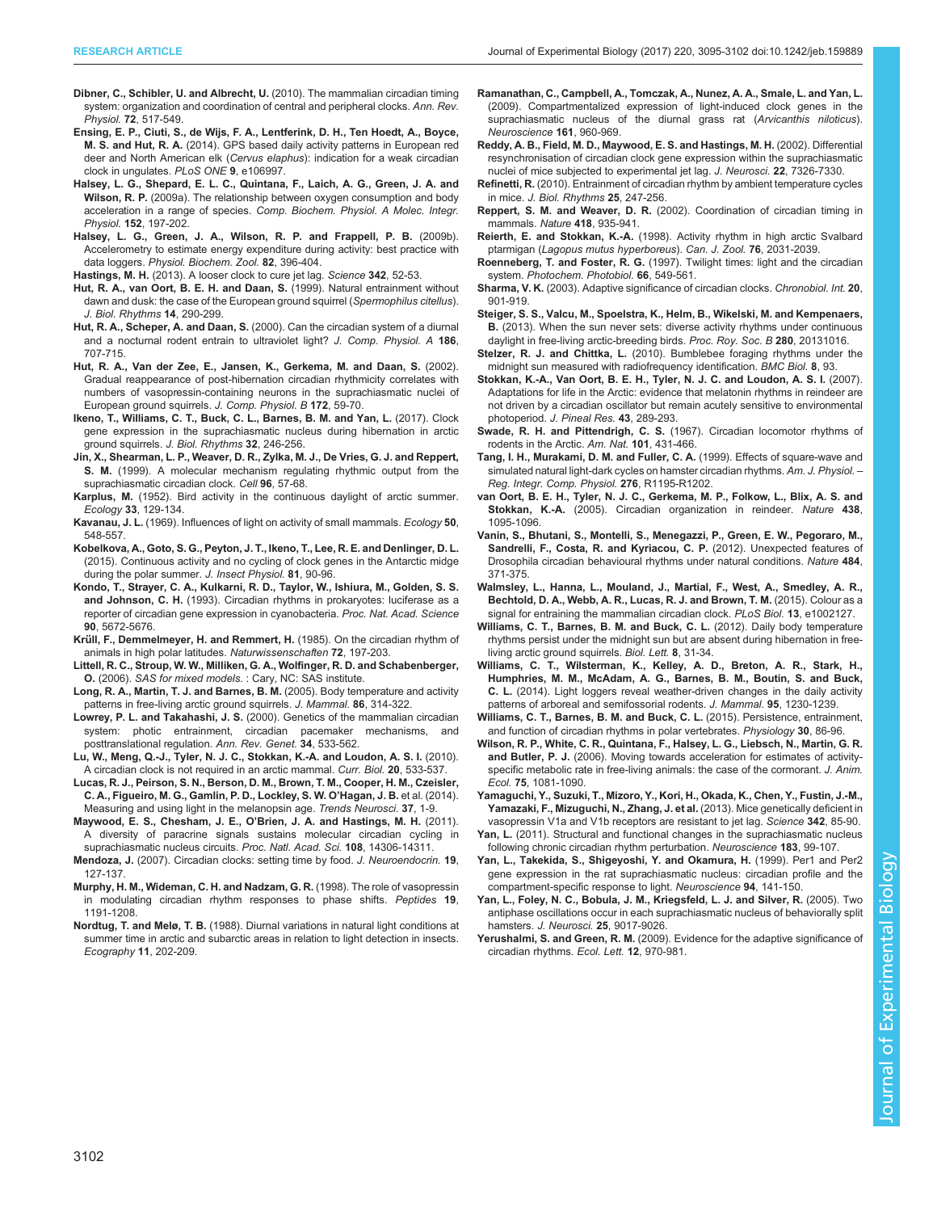**Dibner, C., Schibler, U. and Albrecht, U.** (2010). The mammalian circadian timing system: organization and coordination of central and peripheral clocks. *Ann. Rev. Physiol.* **72**, 517-549.

**Ensing, E. P., Ciuti, S., de Wijs, F. A., Lentferink, D. H., Ten Hoedt, A., Boyce, M. S. and Hut, R. A.** (2014). GPS based daily activity patterns in European red deer and North American elk (*Cervus elaphus*): indication for a weak circadian clock in ungulates. *PLoS ONE* **9**, e106997.

**Halsey, L. G., Shepard, E. L. C., Quintana, F., Laich, A. G., Green, J. A. and Wilson, R. P.** (2009a). The relationship between oxygen consumption and body acceleration in a range of species. *Comp. Biochem. Physiol. A Molec. Integr. Physiol.* **152**, 197-202.

**Halsey, L. G., Green, J. A., Wilson, R. P. and Frappell, P. B.** (2009b). Accelerometry to estimate energy expenditure during activity: best practice with data loggers. *Physiol. Biochem. Zool.* **82**, 396-404.

**Hastings, M. H.** (2013). A looser clock to cure jet lag. *Science* **342**, 52-53.

**Hut, R. A., van Oort, B. E. H. and Daan, S.** (1999). Natural entrainment without dawn and dusk: the case of the European ground squirrel (*Spermophilus citellus*). *J. Biol. Rhythms* **14**, 290-299.

**Hut, R. A., Scheper, A. and Daan, S.** (2000). Can the circadian system of a diurnal and a nocturnal rodent entrain to ultraviolet light? *J. Comp. Physiol. A* **186**, 707-715.

**Hut, R. A., Van der Zee, E., Jansen, K., Gerkema, M. and Daan, S.** (2002). Gradual reappearance of post-hibernation circadian rhythmicity correlates with numbers of vasopressin-containing neurons in the suprachiasmatic nuclei of European ground squirrels. *J. Comp. Physiol. B* **172**, 59-70.

**Ikeno, T., Williams, C. T., Buck, C. L., Barnes, B. M. and Yan, L.** (2017). Clock gene expression in the suprachiasmatic nucleus during hibernation in arctic ground squirrels. *J. Biol. Rhythms* **32**, 246-256.

**Jin, X., Shearman, L. P., Weaver, D. R., Zylka, M. J., De Vries, G. J. and Reppert, S. M.** (1999). A molecular mechanism regulating rhythmic output from the suprachiasmatic circadian clock. *Cell* **96**, 57-68.

**Karplus, M.** (1952). Bird activity in the continuous daylight of arctic summer. *Ecology* **33**, 129-134.

**Kavanau, J. L.** (1969). Influences of light on activity of small mammals. *Ecology* **50**, 548-557.

**Kobelkova, A., Goto, S. G., Peyton, J. T., Ikeno, T., Lee, R. E. and Denlinger, D. L.** (2015). Continuous activity and no cycling of clock genes in the Antarctic midge during the polar summer. *J. Insect Physiol.* **81**, 90-96.

**Kondo, T., Strayer, C. A., Kulkarni, R. D., Taylor, W., Ishiura, M., Golden, S. S. and Johnson, C. H.** (1993). Circadian rhythms in prokaryotes: luciferase as a reporter of circadian gene expression in cyanobacteria. *Proc. Nat. Acad. Science* **90**, 5672-5676.

**Krüll, F., Demmelmeyer, H. and Remmert, H.** (1985). On the circadian rhythm of animals in high polar latitudes. *Naturwissenschaften* **72**, 197-203.

**Littell, R. C., Stroup, W. W., Milliken, G. A., Wolfinger, R. D. and Schabenberger, O.** (2006). *SAS for mixed models.* : Cary, NC: SAS institute.

**Long, R. A., Martin, T. J. and Barnes, B. M.** (2005). Body temperature and activity patterns in free-living arctic ground squirrels. *J. Mammal.* **86**, 314-322.

**Lowrey, P. L. and Takahashi, J. S.** (2000). Genetics of the mammalian circadian system: photic entrainment, circadian pacemaker mechanisms, and posttranslational regulation. *Ann. Rev. Genet.* **34**, 533-562.

**Lu, W., Meng, Q.-J., Tyler, N. J. C., Stokkan, K.-A. and Loudon, A. S. I.** (2010). A circadian clock is not required in an arctic mammal. *Curr. Biol.* **20**, 533-537.

**Lucas, R. J., Peirson, S. N., Berson, D. M., Brown, T. M., Cooper, H. M., Czeisler, C. A., Figueiro, M. G., Gamlin, P. D., Lockley, S. W. O'Hagan, J. B.** et al. (2014). Measuring and using light in the melanopsin age. *Trends Neurosci.* **37**, 1-9.

**Maywood, E. S., Chesham, J. E., O'Brien, J. A. and Hastings, M. H.** (2011). A diversity of paracrine signals sustains molecular circadian cycling in suprachiasmatic nucleus circuits. *Proc. Natl. Acad. Sci.* **108**, 14306-14311.

**Mendoza, J.** (2007). Circadian clocks: setting time by food. *J. Neuroendocrin.* **19**, 127-137.

**Murphy, H. M., Wideman, C. H. and Nadzam, G. R.** (1998). The role of vasopressin in modulating circadian rhythm responses to phase shifts. *Peptides* **19**, 1191-1208.

**Nordtug, T. and Melø, T. B.** (1988). Diurnal variations in natural light conditions at summer time in arctic and subarctic areas in relation to light detection in insects. *Ecography* **11**, 202-209.

**Ramanathan, C., Campbell, A., Tomczak, A., Nunez, A. A., Smale, L. and Yan, L.** (2009). Compartmentalized expression of light-induced clock genes in the suprachiasmatic nucleus of the diurnal grass rat (*Arvicanthis niloticus*). *Neuroscience* **161**, 960-969.

**Reddy, A. B., Field, M. D., Maywood, E. S. and Hastings, M. H.** (2002). Differential resynchronisation of circadian clock gene expression within the suprachiasmatic nuclei of mice subjected to experimental jet lag. *J. Neurosci.* **22**, 7326-7330.

**Refinetti, R.** (2010). Entrainment of circadian rhythm by ambient temperature cycles in mice. *J. Biol. Rhythms* **25**, 247-256.

**Reppert, S. M. and Weaver, D. R.** (2002). Coordination of circadian timing in mammals. *Nature* **418**, 935-941.

**Reierth, E. and Stokkan, K.-A.** (1998). Activity rhythm in high arctic Svalbard ptarmigan (*Lagopus mutus hyperboreus*). *Can. J. Zool.* **76**, 2031-2039.

**Roenneberg, T. and Foster, R. G.** (1997). Twilight times: light and the circadian system. *Photochem. Photobiol.* **66**, 549-561.

**Sharma, V. K.** (2003). Adaptive significance of circadian clocks. *Chronobiol. Int.* **20**, 901-919.

**Steiger, S. S., Valcu, M., Spoelstra, K., Helm, B., Wikelski, M. and Kempenaers, B.** (2013). When the sun never sets: diverse activity rhythms under continuous daylight in free-living arctic-breeding birds. *Proc. Roy. Soc. B* **280**, 20131016.

**Stelzer, R. J. and Chittka, L.** (2010). Bumblebee foraging rhythms under the midnight sun measured with radiofrequency identification. *BMC Biol.* **8**, 93.

**Stokkan, K.-A., Van Oort, B. E. H., Tyler, N. J. C. and Loudon, A. S. I.** (2007). Adaptations for life in the Arctic: evidence that melatonin rhythms in reindeer are not driven by a circadian oscillator but remain acutely sensitive to environmental photoperiod. *J. Pineal Res.* **43**, 289-293.

**Swade, R. H. and Pittendrigh, C. S.** (1967). Circadian locomotor rhythms of rodents in the Arctic. *Am. Nat.* **101**, 431-466.

**Tang, I. H., Murakami, D. M. and Fuller, C. A.** (1999). Effects of square-wave and simulated natural light-dark cycles on hamster circadian rhythms. *Am. J. Physiol. – Reg. Integr. Comp. Physiol.* **276**, R1195-R1202.

**van Oort, B. E. H., Tyler, N. J. C., Gerkema, M. P., Folkow, L., Blix, A. S. and Stokkan, K.-A.** (2005). Circadian organization in reindeer. *Nature* **438**, 1095-1096.

**Vanin, S., Bhutani, S., Montelli, S., Menegazzi, P., Green, E. W., Pegoraro, M., Sandrelli, F., Costa, R. and Kyriacou, C. P.** (2012). Unexpected features of Drosophila circadian behavioural rhythms under natural conditions. *Nature* **484**, 371-375.

**Walmsley, L., Hanna, L., Mouland, J., Martial, F., West, A., Smedley, A. R., Bechtold, D. A., Webb, A. R., Lucas, R. J. and Brown, T. M.** (2015). Colour as a signal for entraining the mammalian circadian clock. *PLoS Biol.* **13**, e1002127.

**Williams, C. T., Barnes, B. M. and Buck, C. L.** (2012). Daily body temperature rhythms persist under the midnight sun but are absent during hibernation in free-living arctic ground squirrels. *Biol. Lett.* **8**, 31-34.

**Williams, C. T., Wilsterman, K., Kelley, A. D., Breton, A. R., Stark, H., Humphries, M. M., McAdam, A. G., Barnes, B. M., Boutin, S. and Buck, C. L.** (2014). Light loggers reveal weather-driven changes in the daily activity patterns of arboreal and semifossorial rodents. *J. Mammal.* **95**, 1230-1239.

**Williams, C. T., Barnes, B. M. and Buck, C. L.** (2015). Persistence, entrainment, and function of circadian rhythms in polar vertebrates. *Physiology* **30**, 86-96.

**Wilson, R. P., White, C. R., Quintana, F., Halsey, L. G., Liebsch, N., Martin, G. R. and Butler, P. J.** (2006). Moving towards acceleration for estimates of activity-specific metabolic rate in free-living animals: the case of the cormorant. *J. Anim. Ecol.* **75**, 1081-1090.

**Yamaguchi, Y., Suzuki, T., Mizoro, Y., Kori, H., Okada, K., Chen, Y., Fustin, J.-M., Yamazaki, F., Mizuguchi, N., Zhang, J. et al.** (2013). Mice genetically deficient in vasopressin V1a and V1b receptors are resistant to jet lag. *Science* **342**, 85-90.

**Yan, L.** (2011). Structural and functional changes in the suprachiasmatic nucleus following chronic circadian rhythm perturbation. *Neuroscience* **183**, 99-107.

**Yan, L., Takekida, S., Shigeyoshi, Y. and Okamura, H.** (1999). Per1 and Per2 gene expression in the rat suprachiasmatic nucleus: circadian profile and the compartment-specific response to light. *Neuroscience* **94**, 141-150.

**Yan, L., Foley, N. C., Bobula, J. M., Kriegsfeld, L. J. and Silver, R.** (2005). Two antiphase oscillations occur in each suprachiasmatic nucleus of behaviorally split hamsters. *J. Neurosci.* **25**, 9017-9026.

**Yerushalmi, S. and Green, R. M.** (2009). Evidence for the adaptive significance of circadian rhythms. *Ecol. Lett.* **12**, 970-981.